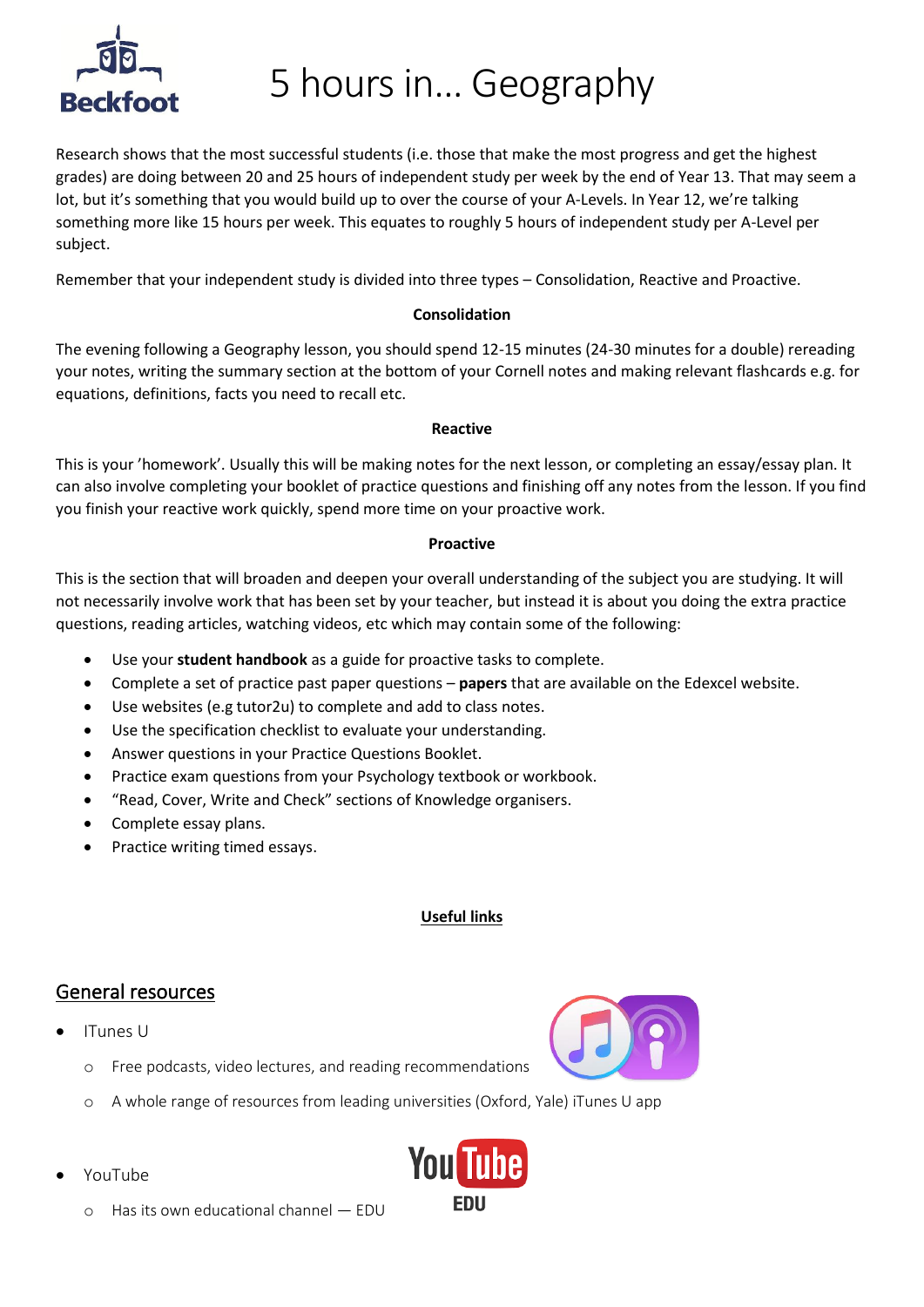# 5 hours in... Geography

Research shows that the most successful students (i.e. those that make the most progress and get the highest grades) are doing between 20 and 25 hours of independent study per week by the end of Year 13. That may seem a lot, but it's something that you would build up to over the course of your A-Levels. In Year 12, we're talking something more like 15 hours per week. This equates to roughly 5 hours of independent study per A-Level per subject.

Remember that your independent study is divided into three types – Consolidation, Reactive and Proactive.

**Consolidation**

The evening following a Geography lesson, you should spend 12-15 minutes (24-30 minutes for a double) rereading your notes, writing the summary section at the bottom of your Cornell notes and making relevant flashcards e.g. for equations, definitions, facts you need to recall etc.

**Reactive**

This is your 'homework'. Usually this will be making notes for the next lesson, or completing an essay/essay plan. It can also involve completing your booklet of practice questions and finishing off any notes from the lesson. If you find you finish your reactive work quickly, spend more time on your proactive work.

**Proactive**

This is the section that will broaden and deepen your overall understanding of the subject you are studying. It will not necessarily involve work that has been set by your teacher, but instead it is about you doing the extra practice questions, reading articles, watching videos, etc which may contain some of the following:

- Use your **student handbook** as a guide for proactive tasks to complete.
- Complete a set of practice past paper questions – **papers** that are available on the Edexcel website.
- Use websites (e.g tutor2u) to complete and add to class notes.
- Use the specification checklist to evaluate your understanding.
- Answer questions in your Practice Questions Booklet.
- Practice exam questions from your Psychology textbook or workbook.
- "Read, Cover, Write and Check" sections of Knowledge organisers.
- Complete essay plans.
- Practice writing timed essays.

**Useful links**

## General resources

- ITunes U
  - Free podcasts, video lectures, and reading recommendations
  - A whole range of resources from leading universities (Oxford, Yale) iTunes U app
- YouTube
  - Has its own educational channel — EDU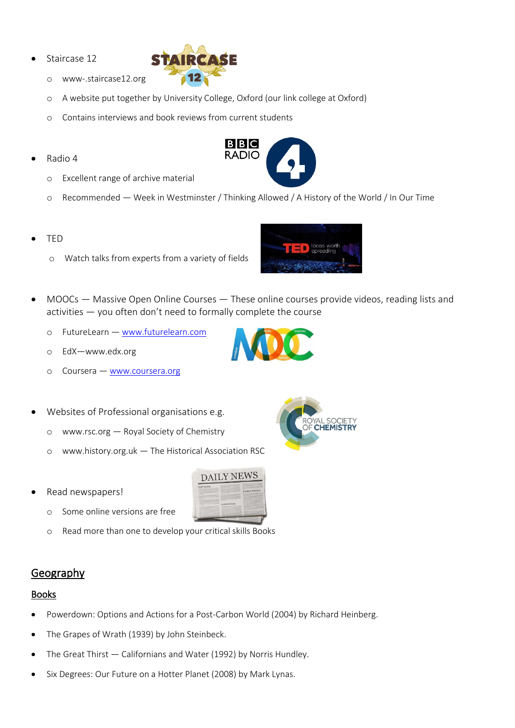- Staircase 12
  - www-.staircase12.org
  - A website put together by University College, Oxford (our link college at Oxford)
  - Contains interviews and book reviews from current students

- Radio 4
  - Excellent range of archive material
  - Recommended — Week in Westminster / Thinking Allowed / A History of the World / In Our Time

- TED
  - Watch talks from experts from a variety of fields

- MOOCs — Massive Open Online Courses — These online courses provide videos, reading lists and activities — you often don't need to formally complete the course
  - FutureLearn — www.futurelearn.com
  - EdX—www.edx.org
  - Coursera — www.coursera.org

- Websites of Professional organisations e.g.
  - www.rsc.org — Royal Society of Chemistry
  - www.history.org.uk — The Historical Association RSC

- Read newspapers!
  - Some online versions are free
  - Read more than one to develop your critical skills Books

## Geography

### Books

- Powerdown: Options and Actions for a Post-Carbon World (2004) by Richard Heinberg.
- The Grapes of Wrath (1939) by John Steinbeck.
- The Great Thirst — Californians and Water (1992) by Norris Hundley.
- Six Degrees: Our Future on a Hotter Planet (2008) by Mark Lynas.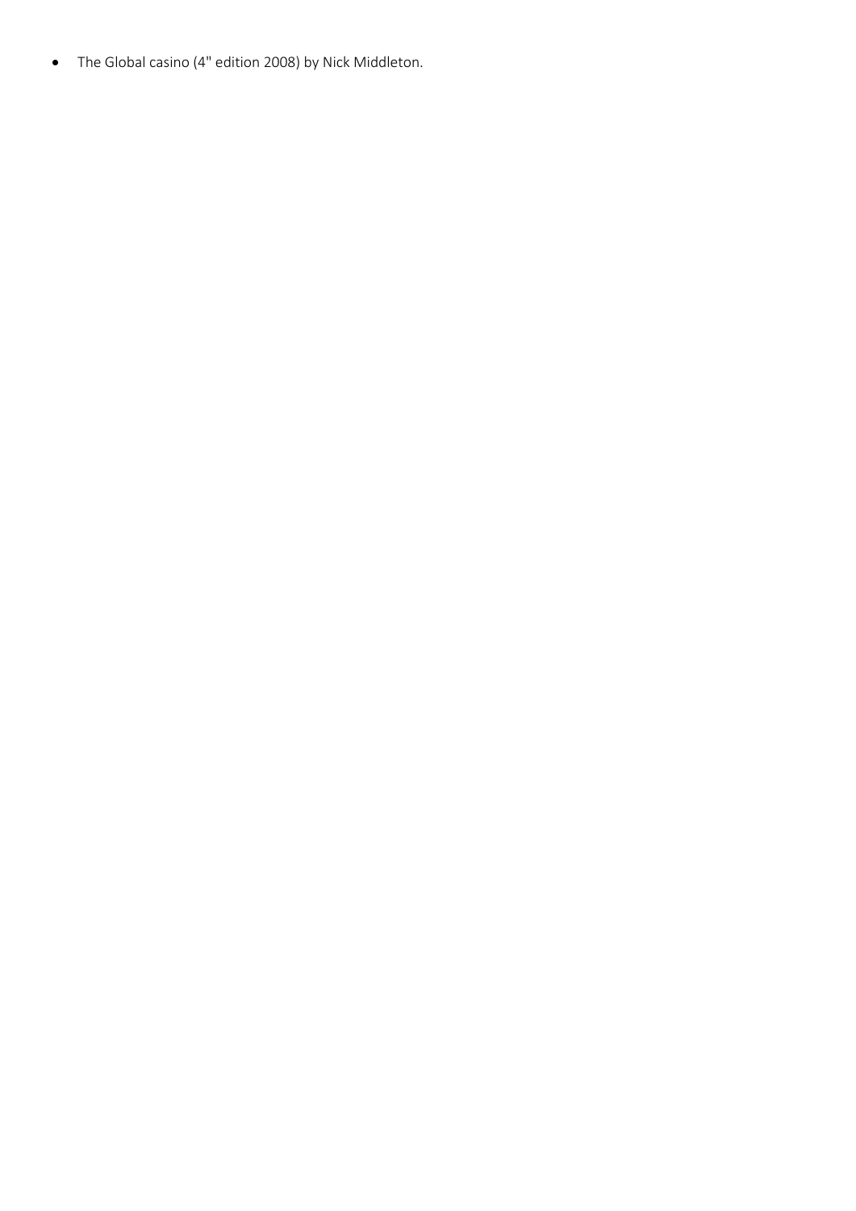- The Global casino (4" edition 2008) by Nick Middleton.